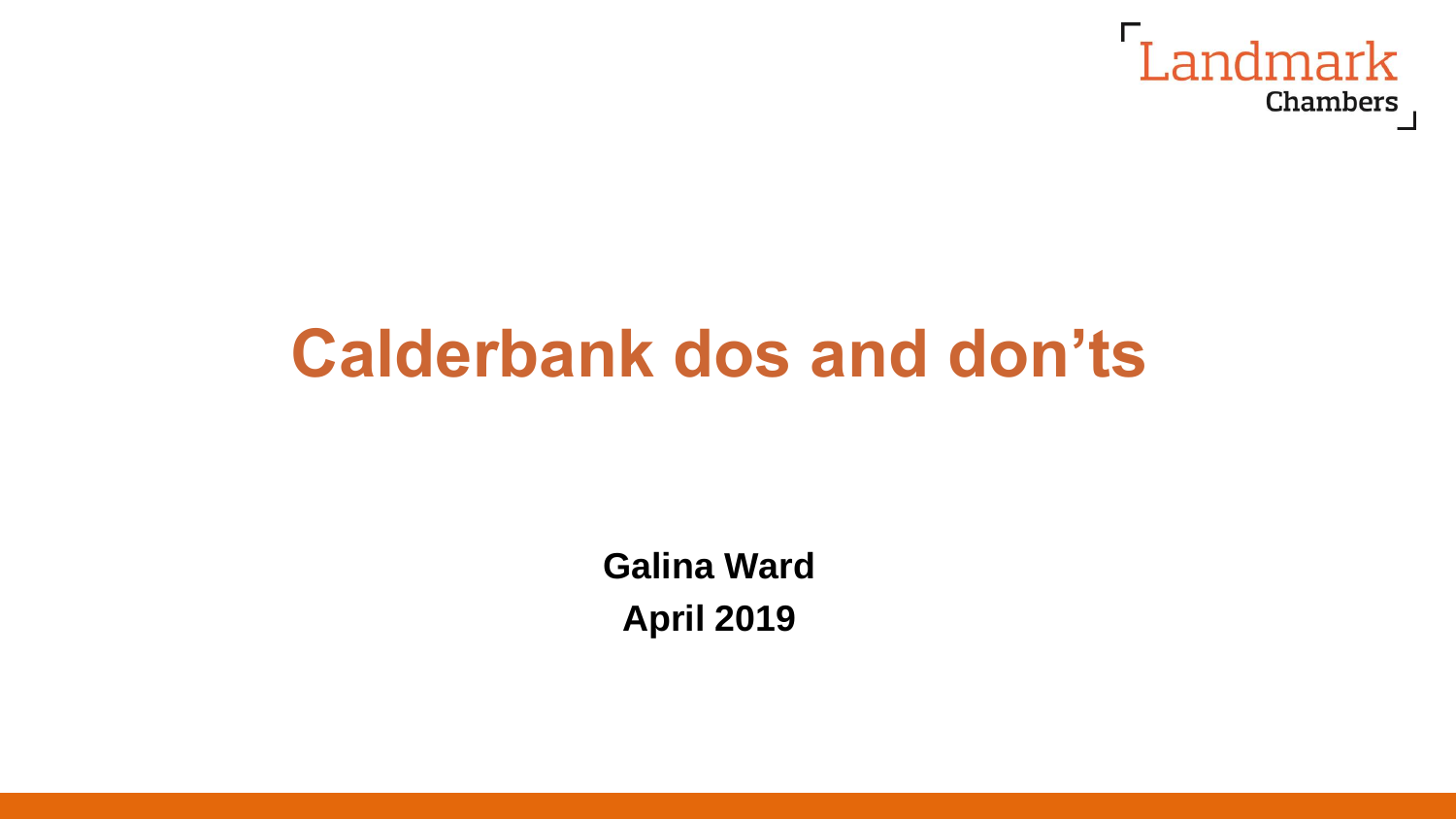Landmark Chambers

# Calderbank dos and don’ts

**Galina Ward**

**April 2019**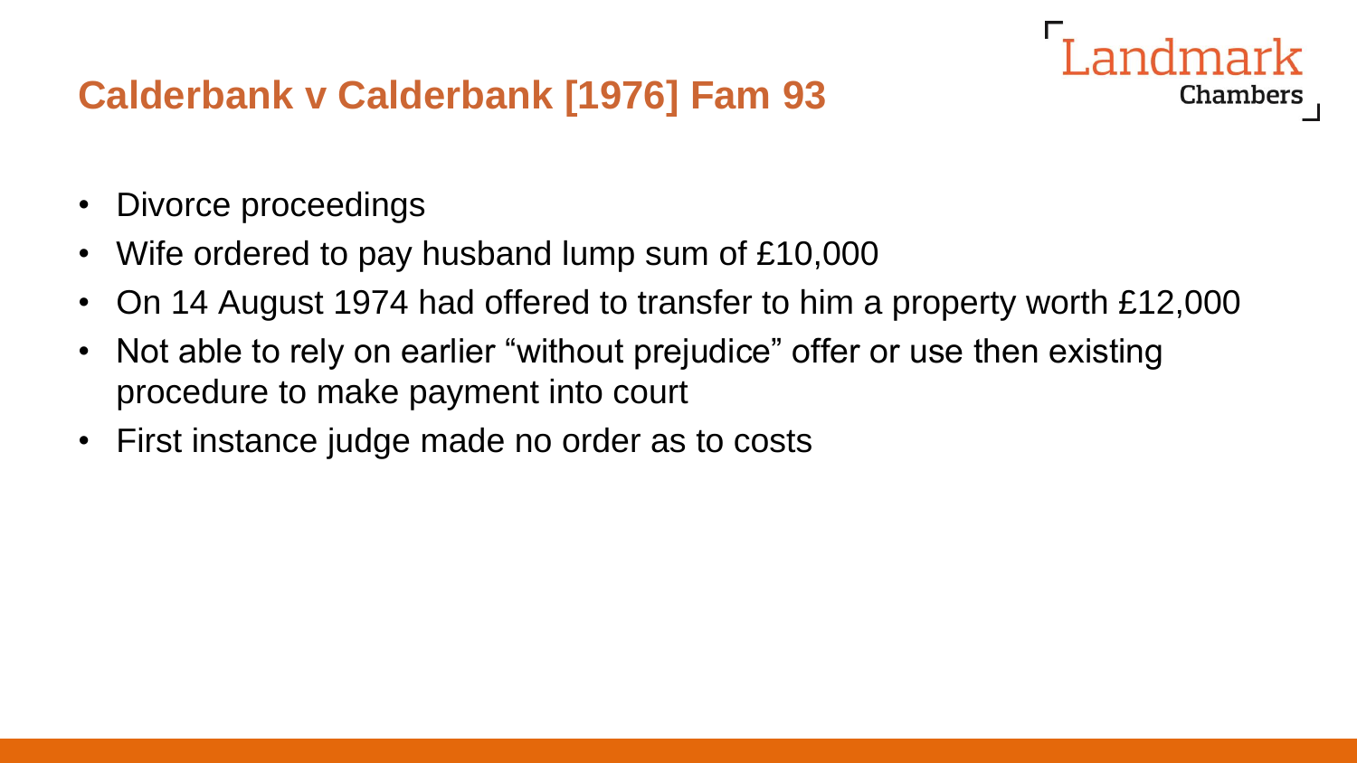## Calderbank v Calderbank [1976] Fam 93

- Divorce proceedings
- Wife ordered to pay husband lump sum of £10,000
- On 14 August 1974 had offered to transfer to him a property worth £12,000
- Not able to rely on earlier "without prejudice" offer or use then existing procedure to make payment into court
- First instance judge made no order as to costs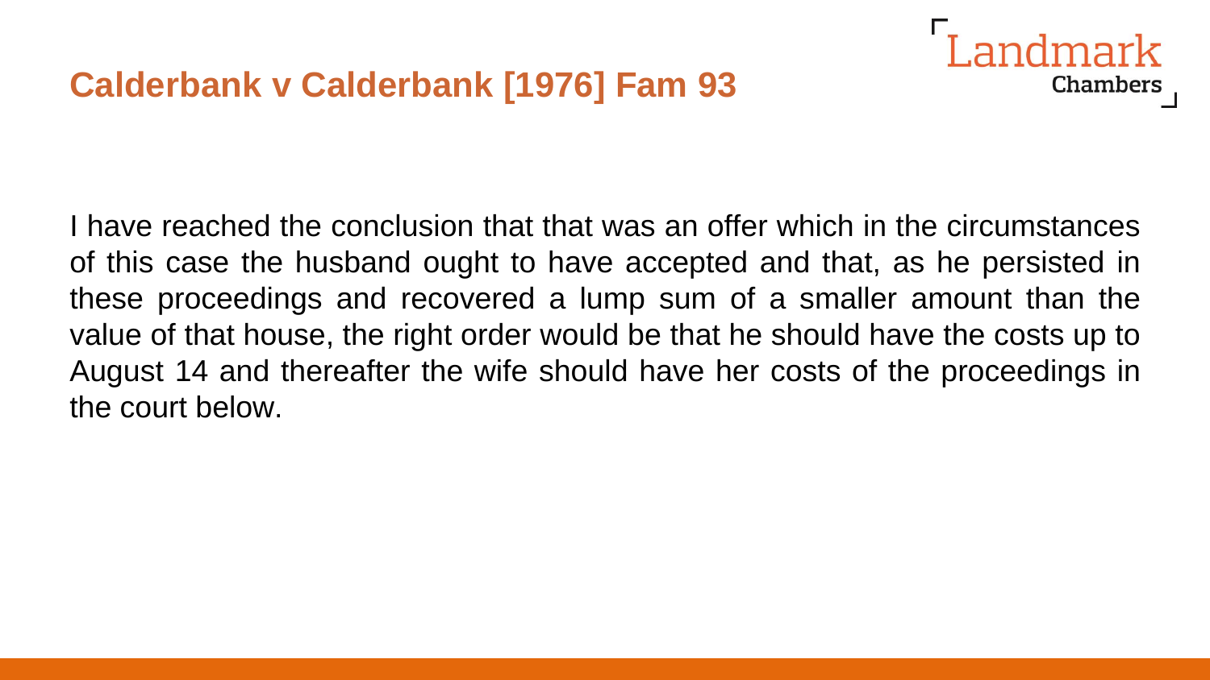## Calderbank v Calderbank [1976] Fam 93

I have reached the conclusion that that was an offer which in the circumstances of this case the husband ought to have accepted and that, as he persisted in these proceedings and recovered a lump sum of a smaller amount than the value of that house, the right order would be that he should have the costs up to August 14 and thereafter the wife should have her costs of the proceedings in the court below.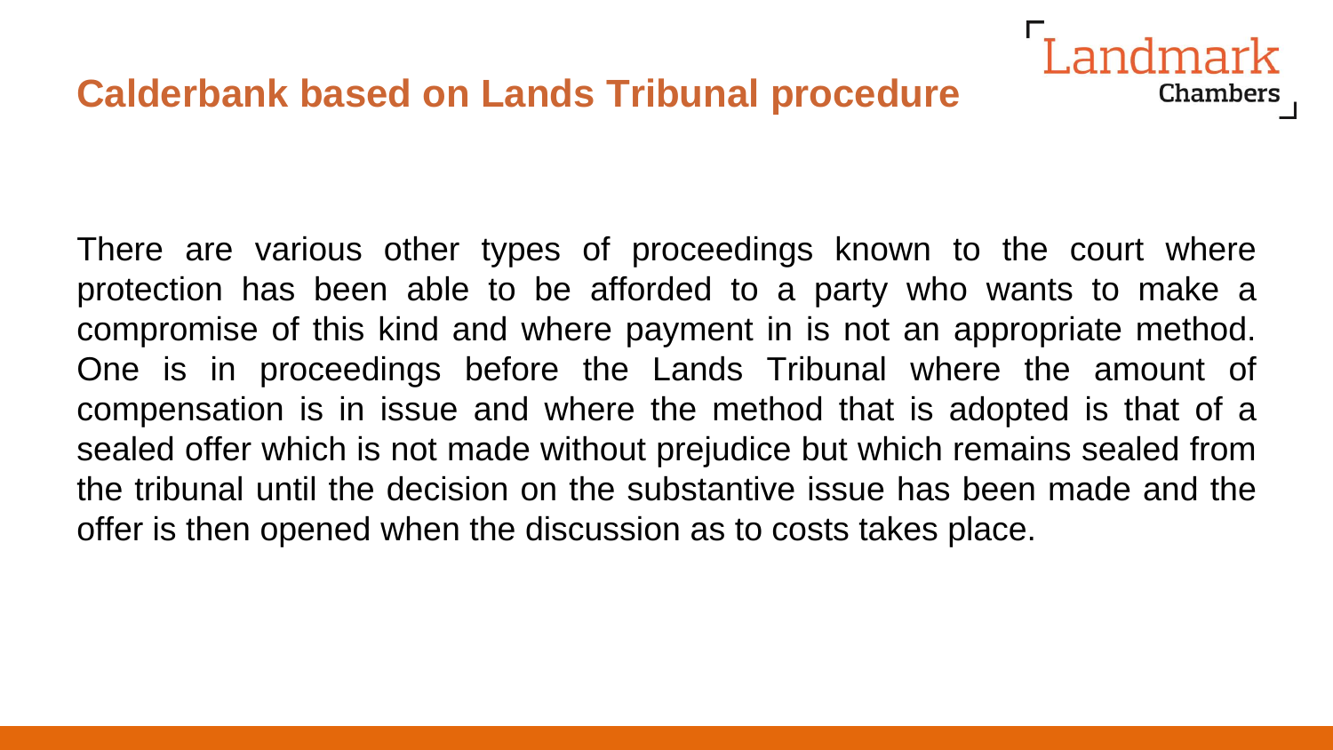## Calderbank based on Lands Tribunal procedure

There are various other types of proceedings known to the court where protection has been able to be afforded to a party who wants to make a compromise of this kind and where payment in is not an appropriate method. One is in proceedings before the Lands Tribunal where the amount of compensation is in issue and where the method that is adopted is that of a sealed offer which is not made without prejudice but which remains sealed from the tribunal until the decision on the substantive issue has been made and the offer is then opened when the discussion as to costs takes place.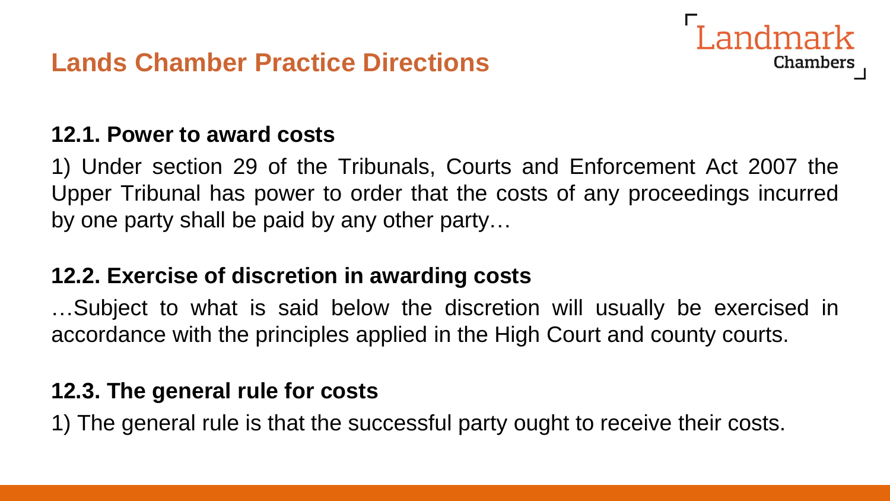# Lands Chamber Practice Directions

### 12.1. Power to award costs

1) Under section 29 of the Tribunals, Courts and Enforcement Act 2007 the Upper Tribunal has power to order that the costs of any proceedings incurred by one party shall be paid by any other party…

### 12.2. Exercise of discretion in awarding costs

…Subject to what is said below the discretion will usually be exercised in accordance with the principles applied in the High Court and county courts.

### 12.3. The general rule for costs

1) The general rule is that the successful party ought to receive their costs.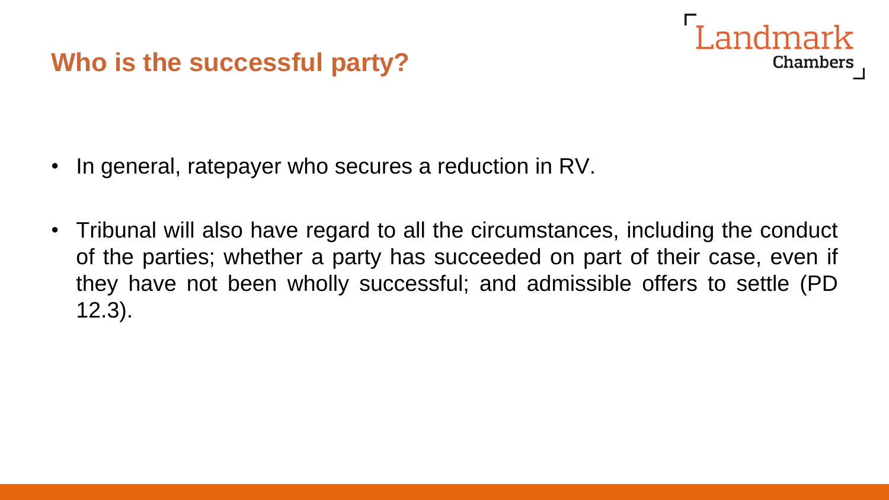## Who is the successful party?

- In general, ratepayer who secures a reduction in RV.
- Tribunal will also have regard to all the circumstances, including the conduct of the parties; whether a party has succeeded on part of their case, even if they have not been wholly successful; and admissible offers to settle (PD 12.3).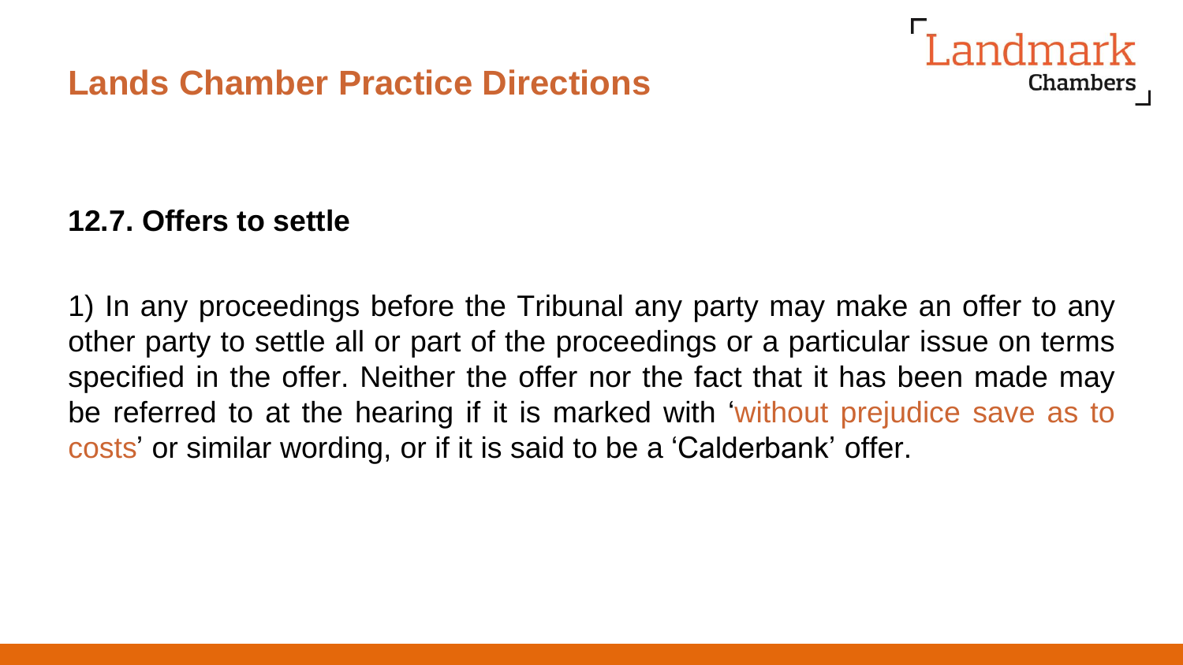# Lands Chamber Practice Directions

**12.7. Offers to settle**

1) In any proceedings before the Tribunal any party may make an offer to any other party to settle all or part of the proceedings or a particular issue on terms specified in the offer. Neither the offer nor the fact that it has been made may be referred to at the hearing if it is marked with 'without prejudice save as to costs' or similar wording, or if it is said to be a 'Calderbank' offer.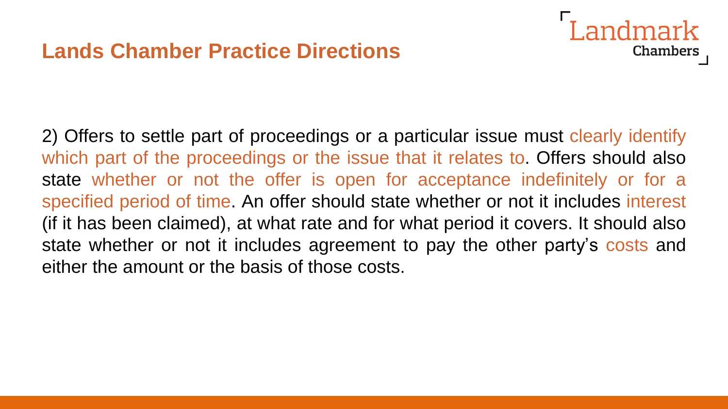## Lands Chamber Practice Directions

2) Offers to settle part of proceedings or a particular issue must clearly identify which part of the proceedings or the issue that it relates to. Offers should also state whether or not the offer is open for acceptance indefinitely or for a specified period of time. An offer should state whether or not it includes interest (if it has been claimed), at what rate and for what period it covers. It should also state whether or not it includes agreement to pay the other party's costs and either the amount or the basis of those costs.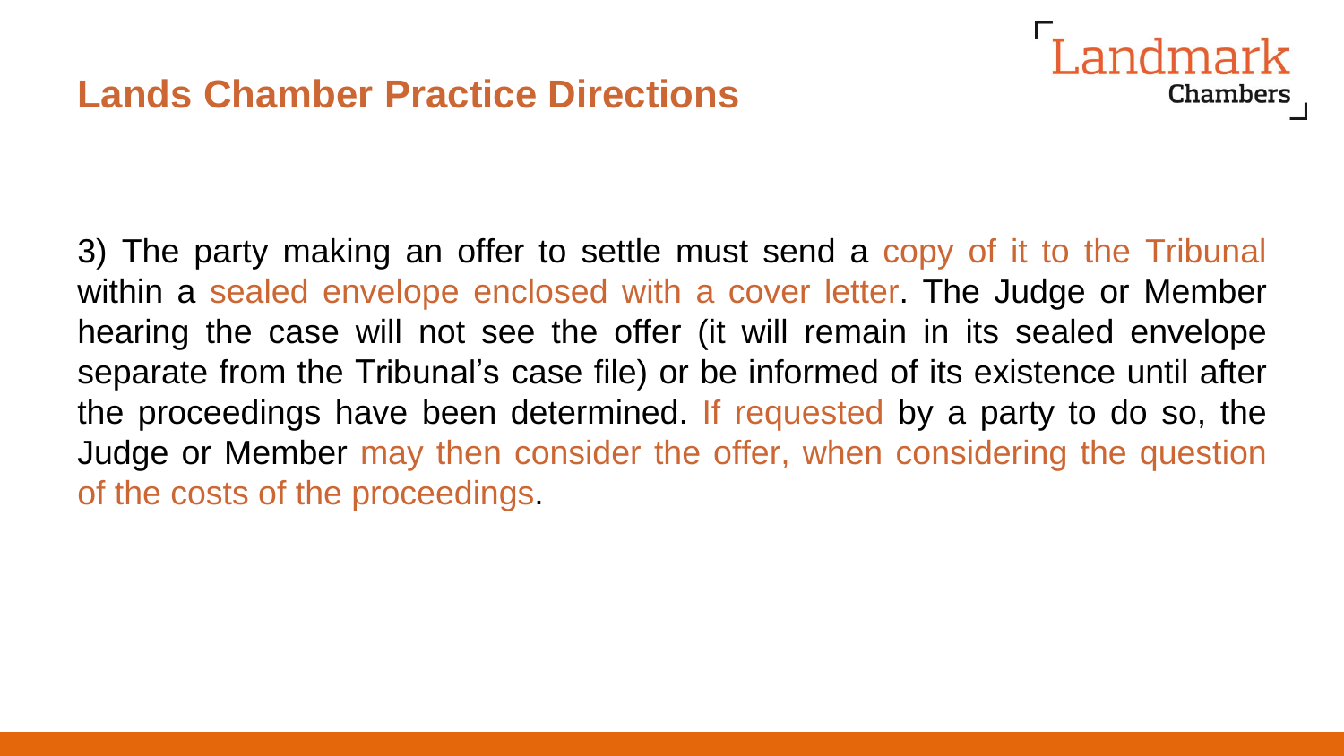## Lands Chamber Practice Directions

3) The party making an offer to settle must send a copy of it to the Tribunal within a sealed envelope enclosed with a cover letter. The Judge or Member hearing the case will not see the offer (it will remain in its sealed envelope separate from the Tribunal's case file) or be informed of its existence until after the proceedings have been determined. If requested by a party to do so, the Judge or Member may then consider the offer, when considering the question of the costs of the proceedings.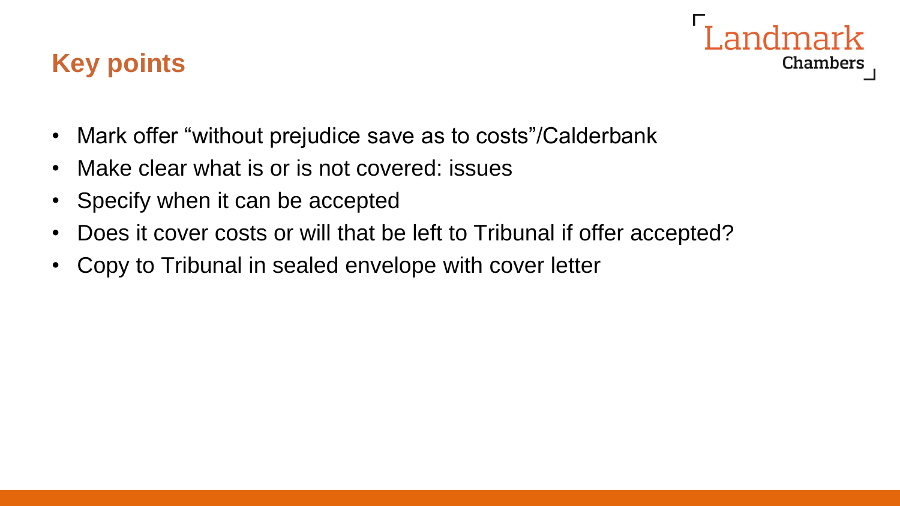# Key points

- Mark offer "without prejudice save as to costs"/Calderbank
- Make clear what is or is not covered: issues
- Specify when it can be accepted
- Does it cover costs or will that be left to Tribunal if offer accepted?
- Copy to Tribunal in sealed envelope with cover letter